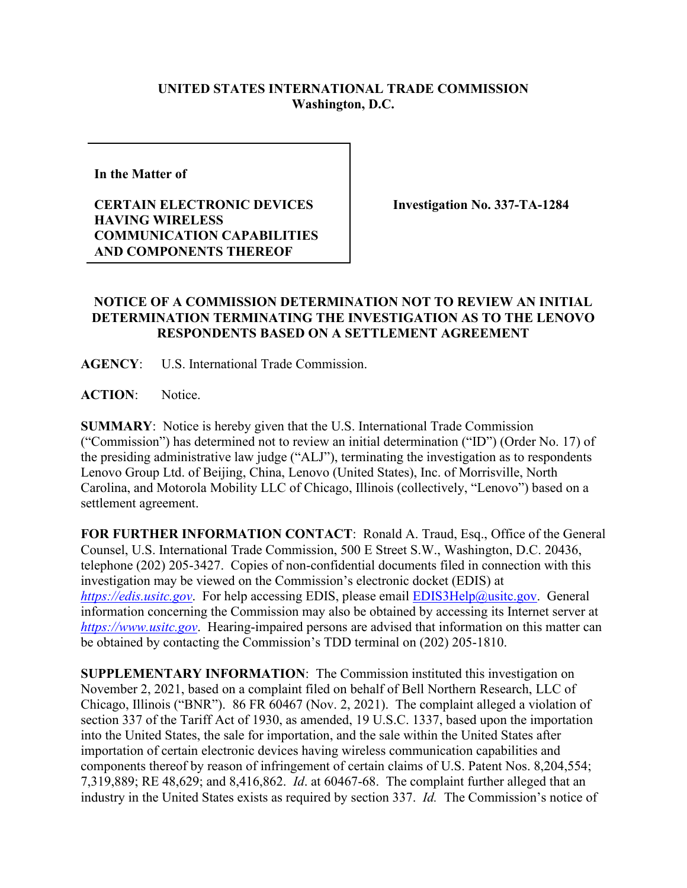**UNITED STATES INTERNATIONAL TRADE COMMISSION**
**Washington, D.C.**

| | |
|---|---|
| **In the Matter of**<br><br>**CERTAIN ELECTRONIC DEVICES HAVING WIRELESS COMMUNICATION CAPABILITIES AND COMPONENTS THEREOF** | **Investigation No. 337-TA-1284** |

**NOTICE OF A COMMISSION DETERMINATION NOT TO REVIEW AN INITIAL DETERMINATION TERMINATING THE INVESTIGATION AS TO THE LENOVO RESPONDENTS BASED ON A SETTLEMENT AGREEMENT**

**AGENCY**: U.S. International Trade Commission.

**ACTION**: Notice.

**SUMMARY**: Notice is hereby given that the U.S. International Trade Commission ("Commission") has determined not to review an initial determination ("ID") (Order No. 17) of the presiding administrative law judge ("ALJ"), terminating the investigation as to respondents Lenovo Group Ltd. of Beijing, China, Lenovo (United States), Inc. of Morrisville, North Carolina, and Motorola Mobility LLC of Chicago, Illinois (collectively, "Lenovo") based on a settlement agreement.

**FOR FURTHER INFORMATION CONTACT**: Ronald A. Traud, Esq., Office of the General Counsel, U.S. International Trade Commission, 500 E Street S.W., Washington, D.C. 20436, telephone (202) 205-3427. Copies of non-confidential documents filed in connection with this investigation may be viewed on the Commission's electronic docket (EDIS) at *https://edis.usitc.gov*. For help accessing EDIS, please email EDIS3Help@usitc.gov. General information concerning the Commission may also be obtained by accessing its Internet server at *https://www.usitc.gov*. Hearing-impaired persons are advised that information on this matter can be obtained by contacting the Commission's TDD terminal on (202) 205-1810.

**SUPPLEMENTARY INFORMATION**: The Commission instituted this investigation on November 2, 2021, based on a complaint filed on behalf of Bell Northern Research, LLC of Chicago, Illinois ("BNR"). 86 FR 60467 (Nov. 2, 2021). The complaint alleged a violation of section 337 of the Tariff Act of 1930, as amended, 19 U.S.C. 1337, based upon the importation into the United States, the sale for importation, and the sale within the United States after importation of certain electronic devices having wireless communication capabilities and components thereof by reason of infringement of certain claims of U.S. Patent Nos. 8,204,554; 7,319,889; RE 48,629; and 8,416,862. *Id*. at 60467-68. The complaint further alleged that an industry in the United States exists as required by section 337. *Id.* The Commission's notice of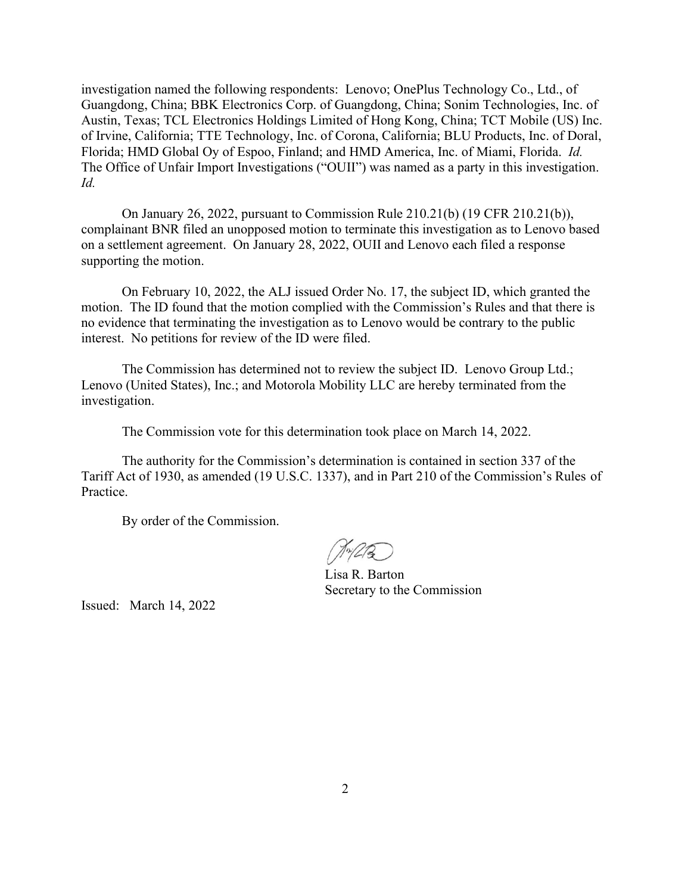investigation named the following respondents: Lenovo; OnePlus Technology Co., Ltd., of Guangdong, China; BBK Electronics Corp. of Guangdong, China; Sonim Technologies, Inc. of Austin, Texas; TCL Electronics Holdings Limited of Hong Kong, China; TCT Mobile (US) Inc. of Irvine, California; TTE Technology, Inc. of Corona, California; BLU Products, Inc. of Doral, Florida; HMD Global Oy of Espoo, Finland; and HMD America, Inc. of Miami, Florida. *Id.* The Office of Unfair Import Investigations ("OUII") was named as a party in this investigation. *Id.*

On January 26, 2022, pursuant to Commission Rule 210.21(b) (19 CFR 210.21(b)), complainant BNR filed an unopposed motion to terminate this investigation as to Lenovo based on a settlement agreement. On January 28, 2022, OUII and Lenovo each filed a response supporting the motion.

On February 10, 2022, the ALJ issued Order No. 17, the subject ID, which granted the motion. The ID found that the motion complied with the Commission's Rules and that there is no evidence that terminating the investigation as to Lenovo would be contrary to the public interest. No petitions for review of the ID were filed.

The Commission has determined not to review the subject ID. Lenovo Group Ltd.; Lenovo (United States), Inc.; and Motorola Mobility LLC are hereby terminated from the investigation.

The Commission vote for this determination took place on March 14, 2022.

The authority for the Commission's determination is contained in section 337 of the Tariff Act of 1930, as amended (19 U.S.C. 1337), and in Part 210 of the Commission's Rules of Practice.

By order of the Commission.

Lisa R. Barton
Secretary to the Commission

Issued: March 14, 2022